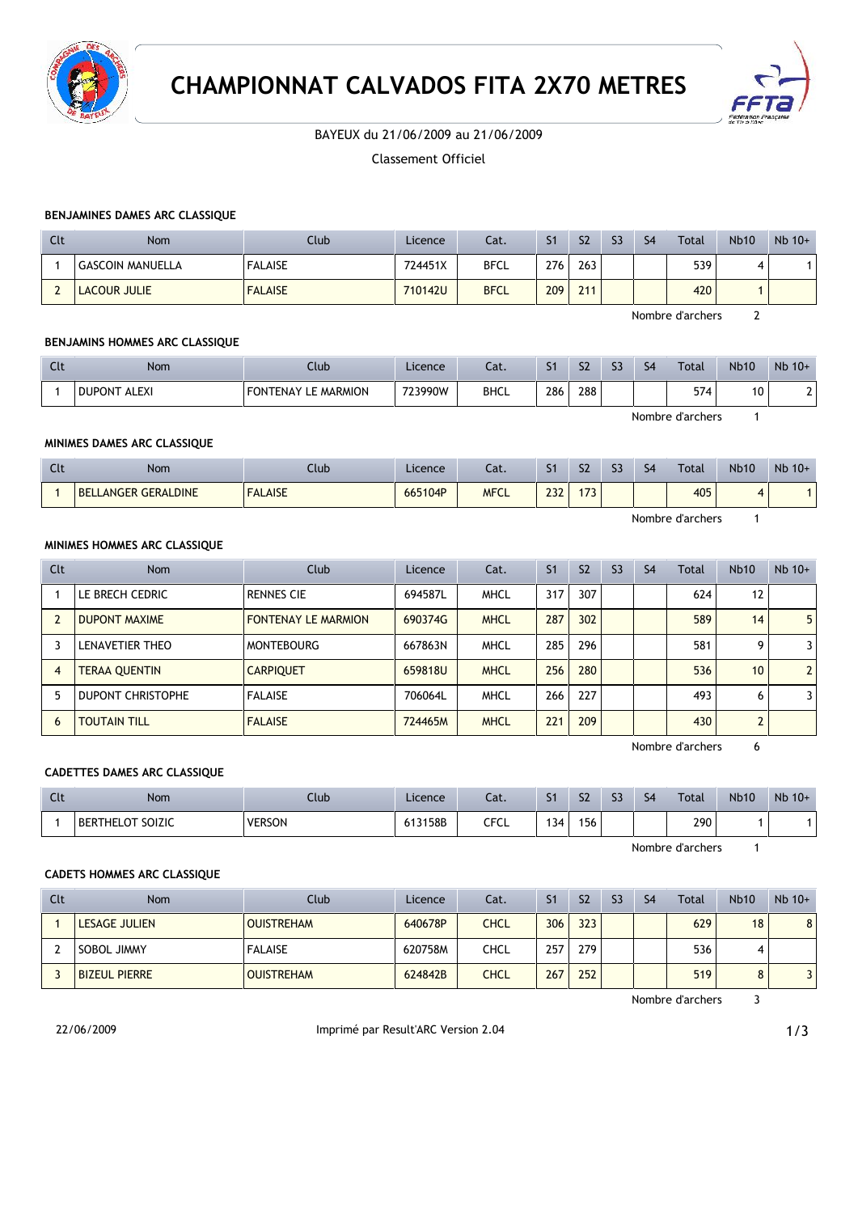# CHAMPIONNAT CALVADOS FITA 2X70 METRES

BAYEUX du 21/06/2009 au 21/06/2009

Classement Officiel

### BENJAMINES DAMES ARC CLASSIQUE

| Clt | Nom | Club | Licence | Cat. | S1 | S2 | S3 | S4 | Total | Nb10 | Nb 10+ |
|---|---|---|---|---|---|---|---|---|---|---|---|
| 1 | GASCOIN MANUELLA | FALAISE | 724451X | BFCL | 276 | 263 | | | 539 | 4 | 1 |
| 2 | LACOUR JULIE | FALAISE | 710142U | BFCL | 209 | 211 | | | 420 | 1 | |

Nombre d'archers 2

### BENJAMINS HOMMES ARC CLASSIQUE

| Clt | Nom | Club | Licence | Cat. | S1 | S2 | S3 | S4 | Total | Nb10 | Nb 10+ |
|---|---|---|---|---|---|---|---|---|---|---|---|
| 1 | DUPONT ALEXI | FONTENAY LE MARMION | 723990W | BHCL | 286 | 288 | | | 574 | 10 | 2 |

Nombre d'archers 1

### MINIMES DAMES ARC CLASSIQUE

| Clt | Nom | Club | Licence | Cat. | S1 | S2 | S3 | S4 | Total | Nb10 | Nb 10+ |
|---|---|---|---|---|---|---|---|---|---|---|---|
| 1 | BELLANGER GERALDINE | FALAISE | 665104P | MFCL | 232 | 173 | | | 405 | 4 | 1 |

Nombre d'archers 1

### MINIMES HOMMES ARC CLASSIQUE

| Clt | Nom | Club | Licence | Cat. | S1 | S2 | S3 | S4 | Total | Nb10 | Nb 10+ |
|---|---|---|---|---|---|---|---|---|---|---|---|
| 1 | LE BRECH CEDRIC | RENNES CIE | 694587L | MHCL | 317 | 307 | | | 624 | 12 | |
| 2 | DUPONT MAXIME | FONTENAY LE MARMION | 690374G | MHCL | 287 | 302 | | | 589 | 14 | 5 |
| 3 | LENAVETIER THEO | MONTEBOURG | 667863N | MHCL | 285 | 296 | | | 581 | 9 | 3 |
| 4 | TERAA QUENTIN | CARPIQUET | 659818U | MHCL | 256 | 280 | | | 536 | 10 | 2 |
| 5 | DUPONT CHRISTOPHE | FALAISE | 706064L | MHCL | 266 | 227 | | | 493 | 6 | 3 |
| 6 | TOUTAIN TILL | FALAISE | 724465M | MHCL | 221 | 209 | | | 430 | 2 | |

Nombre d'archers 6

### CADETTES DAMES ARC CLASSIQUE

| Clt | Nom | Club | Licence | Cat. | S1 | S2 | S3 | S4 | Total | Nb10 | Nb 10+ |
|---|---|---|---|---|---|---|---|---|---|---|---|
| 1 | BERTHELOT SOIZIC | VERSON | 613158B | CFCL | 134 | 156 | | | 290 | 1 | 1 |

Nombre d'archers 1

### CADETS HOMMES ARC CLASSIQUE

| Clt | Nom | Club | Licence | Cat. | S1 | S2 | S3 | S4 | Total | Nb10 | Nb 10+ |
|---|---|---|---|---|---|---|---|---|---|---|---|
| 1 | LESAGE JULIEN | OUISTREHAM | 640678P | CHCL | 306 | 323 | | | 629 | 18 | 8 |
| 2 | SOBOL JIMMY | FALAISE | 620758M | CHCL | 257 | 279 | | | 536 | 4 | |
| 3 | BIZEUL PIERRE | OUISTREHAM | 624842B | CHCL | 267 | 252 | | | 519 | 8 | 3 |

Nombre d'archers 3

22/06/2009 Imprimé par Result'ARC Version 2.04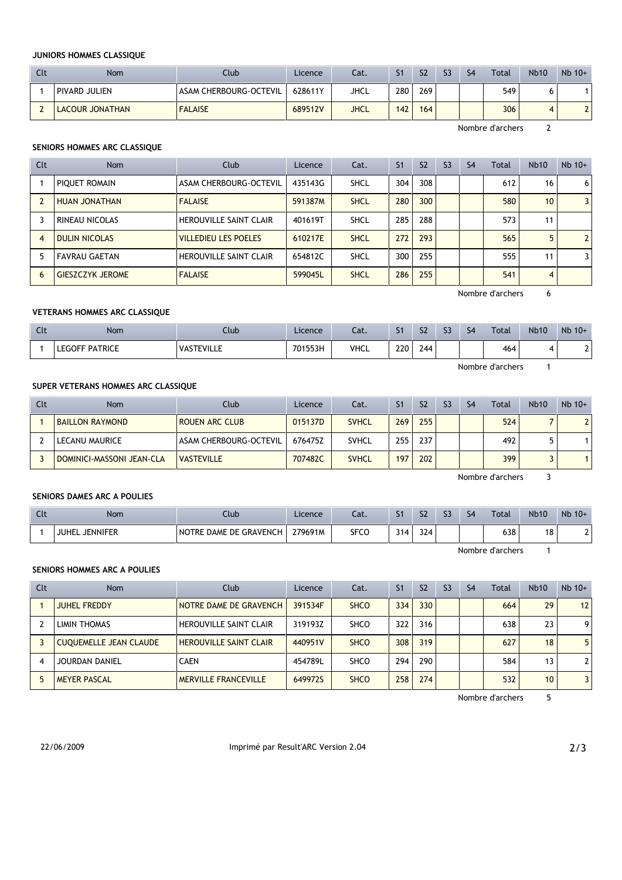### JUNIORS HOMMES CLASSIQUE

| Clt | Nom | Club | Licence | Cat. | S1 | S2 | S3 | S4 | Total | Nb10 | Nb 10+ |
|---|---|---|---|---|---|---|---|---|---|---|---|
| 1 | PIVARD JULIEN | ASAM CHERBOURG-OCTEVIL | 628611Y | JHCL | 280 | 269 | | | 549 | 6 | 1 |
| 2 | LACOUR JONATHAN | FALAISE | 689512V | JHCL | 142 | 164 | | | 306 | 4 | 2 |

Nombre d'archers 2

### SENIORS HOMMES ARC CLASSIQUE

| Clt | Nom | Club | Licence | Cat. | S1 | S2 | S3 | S4 | Total | Nb10 | Nb 10+ |
|---|---|---|---|---|---|---|---|---|---|---|---|
| 1 | PIQUET ROMAIN | ASAM CHERBOURG-OCTEVIL | 435143G | SHCL | 304 | 308 | | | 612 | 16 | 6 |
| 2 | HUAN JONATHAN | FALAISE | 591387M | SHCL | 280 | 300 | | | 580 | 10 | 3 |
| 3 | RINEAU NICOLAS | HEROUVILLE SAINT CLAIR | 401619T | SHCL | 285 | 288 | | | 573 | 11 | |
| 4 | DULIN NICOLAS | VILLEDIEU LES POELES | 610217E | SHCL | 272 | 293 | | | 565 | 5 | 2 |
| 5 | FAVRAU GAETAN | HEROUVILLE SAINT CLAIR | 654812C | SHCL | 300 | 255 | | | 555 | 11 | 3 |
| 6 | GIESZCZYK JEROME | FALAISE | 599045L | SHCL | 286 | 255 | | | 541 | 4 | |

Nombre d'archers 6

### VETERANS HOMMES ARC CLASSIQUE

| Clt | Nom | Club | Licence | Cat. | S1 | S2 | S3 | S4 | Total | Nb10 | Nb 10+ |
|---|---|---|---|---|---|---|---|---|---|---|---|
| 1 | LEGOFF PATRICE | VASTEVILLE | 701553H | VHCL | 220 | 244 | | | 464 | 4 | 2 |

Nombre d'archers 1

### SUPER VETERANS HOMMES ARC CLASSIQUE

| Clt | Nom | Club | Licence | Cat. | S1 | S2 | S3 | S4 | Total | Nb10 | Nb 10+ |
|---|---|---|---|---|---|---|---|---|---|---|---|
| 1 | BAILLON RAYMOND | ROUEN ARC CLUB | 015137D | SVHCL | 269 | 255 | | | 524 | 7 | 2 |
| 2 | LECANU MAURICE | ASAM CHERBOURG-OCTEVIL | 676475Z | SVHCL | 255 | 237 | | | 492 | 5 | 1 |
| 3 | DOMINICI-MASSONI JEAN-CLA | VASTEVILLE | 707482C | SVHCL | 197 | 202 | | | 399 | 3 | 1 |

Nombre d'archers 3

### SENIORS DAMES ARC A POULIES

| Clt | Nom | Club | Licence | Cat. | S1 | S2 | S3 | S4 | Total | Nb10 | Nb 10+ |
|---|---|---|---|---|---|---|---|---|---|---|---|
| 1 | JUHEL JENNIFER | NOTRE DAME DE GRAVENCH | 279691M | SFCO | 314 | 324 | | | 638 | 18 | 2 |

Nombre d'archers 1

### SENIORS HOMMES ARC A POULIES

| Clt | Nom | Club | Licence | Cat. | S1 | S2 | S3 | S4 | Total | Nb10 | Nb 10+ |
|---|---|---|---|---|---|---|---|---|---|---|---|
| 1 | JUHEL FREDDY | NOTRE DAME DE GRAVENCH | 391534F | SHCO | 334 | 330 | | | 664 | 29 | 12 |
| 2 | LIMIN THOMAS | HEROUVILLE SAINT CLAIR | 319193Z | SHCO | 322 | 316 | | | 638 | 23 | 9 |
| 3 | CUQUEMELLE JEAN CLAUDE | HEROUVILLE SAINT CLAIR | 440951V | SHCO | 308 | 319 | | | 627 | 18 | 5 |
| 4 | JOURDAN DANIEL | CAEN | 454789L | SHCO | 294 | 290 | | | 584 | 13 | 2 |
| 5 | MEYER PASCAL | MERVILLE FRANCEVILLE | 649972S | SHCO | 258 | 274 | | | 532 | 10 | 3 |

Nombre d'archers 5

22/06/2009 Imprimé par Result'ARC Version 2.04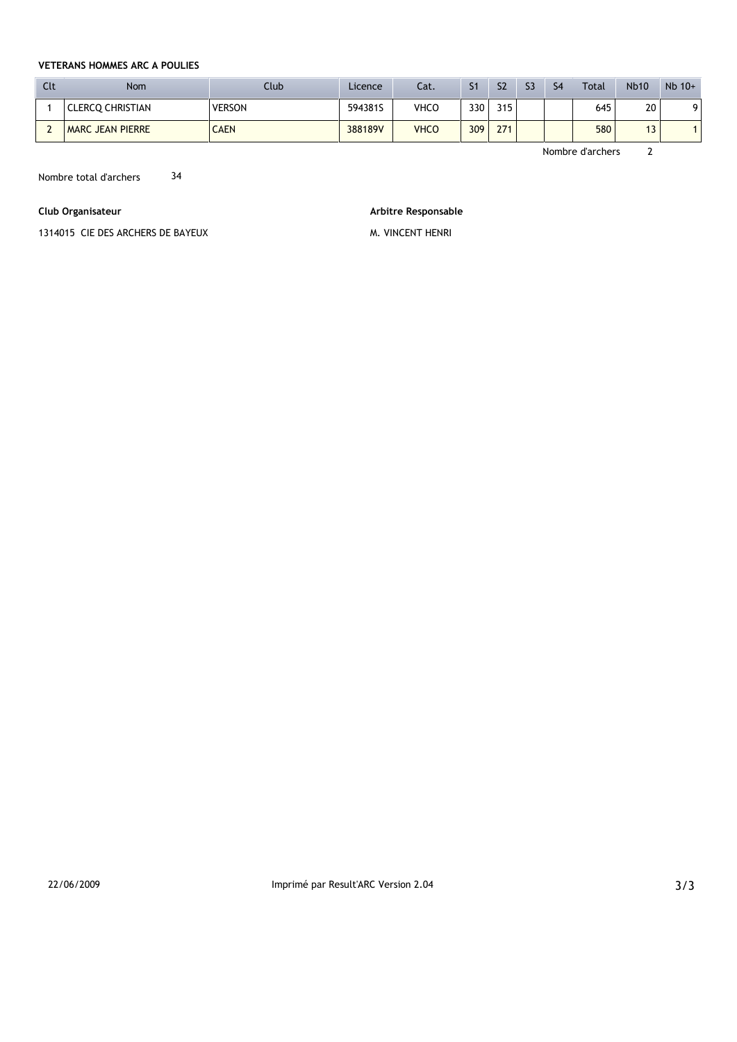**VETERANS HOMMES ARC A POULIES**

| Clt | Nom | Club | Licence | Cat. | S1 | S2 | S3 | S4 | Total | Nb10 | Nb 10+ |
|---|---|---|---|---|---|---|---|---|---|---|---|
| 1 | CLERCQ CHRISTIAN | VERSON | 594381S | VHCO | 330 | 315 | | | 645 | 20 | 9 |
| 2 | MARC JEAN PIERRE | CAEN | 388189V | VHCO | 309 | 271 | | | 580 | 13 | 1 |

Nombre d'archers 2

Nombre total d'archers 34

**Club Organisateur**

1314015 CIE DES ARCHERS DE BAYEUX

**Arbitre Responsable**

M. VINCENT HENRI

22/06/2009 Imprimé par Result'ARC Version 2.04